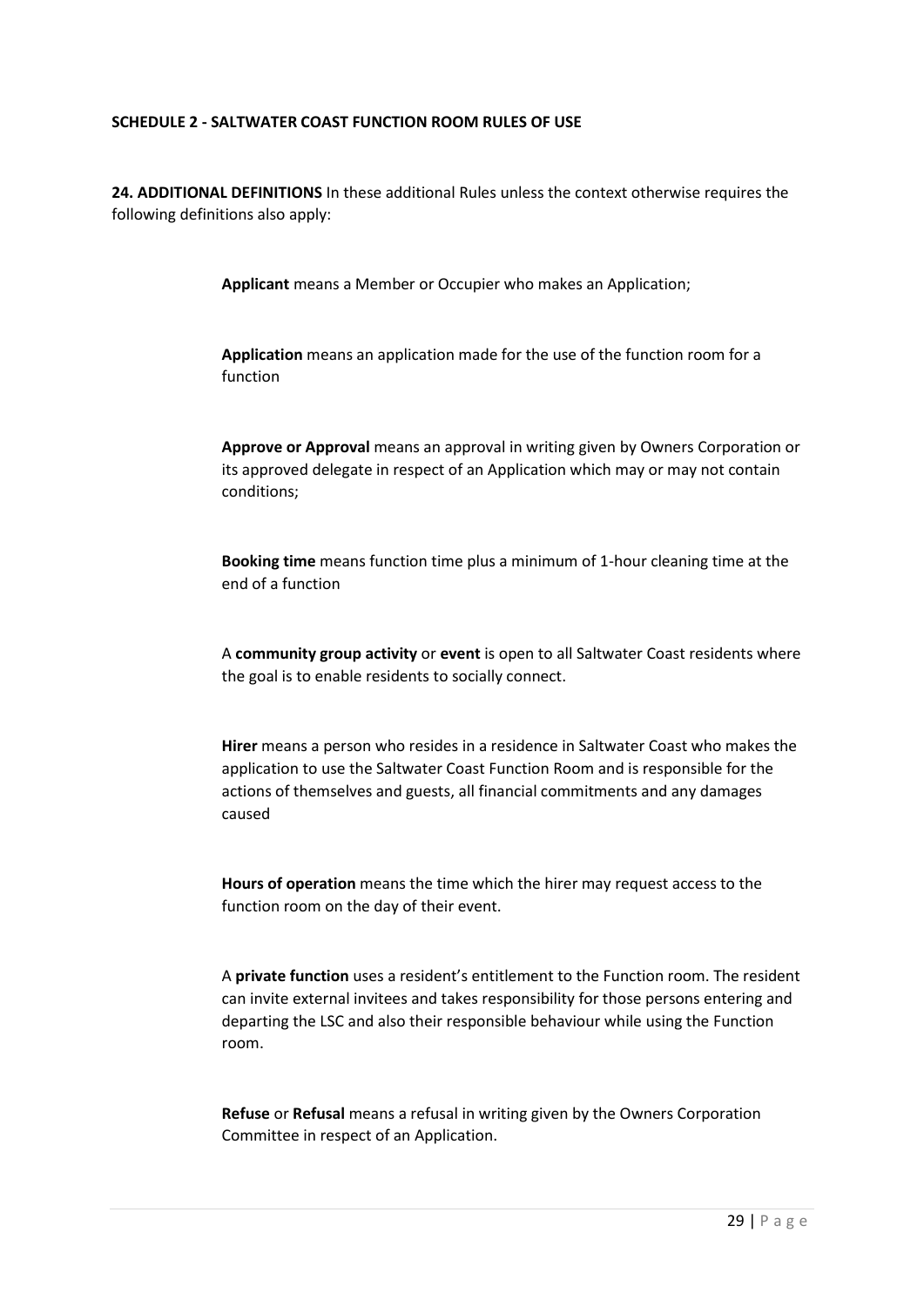**SCHEDULE 2 - SALTWATER COAST FUNCTION ROOM RULES OF USE**

**24. ADDITIONAL DEFINITIONS** In these additional Rules unless the context otherwise requires the following definitions also apply:

**Applicant** means a Member or Occupier who makes an Application;

**Application** means an application made for the use of the function room for a function

**Approve or Approval** means an approval in writing given by Owners Corporation or its approved delegate in respect of an Application which may or may not contain conditions;

**Booking time** means function time plus a minimum of 1-hour cleaning time at the end of a function

A **community group activity** or **event** is open to all Saltwater Coast residents where the goal is to enable residents to socially connect.

**Hirer** means a person who resides in a residence in Saltwater Coast who makes the application to use the Saltwater Coast Function Room and is responsible for the actions of themselves and guests, all financial commitments and any damages caused

**Hours of operation** means the time which the hirer may request access to the function room on the day of their event.

A **private function** uses a resident's entitlement to the Function room. The resident can invite external invitees and takes responsibility for those persons entering and departing the LSC and also their responsible behaviour while using the Function room.

**Refuse** or **Refusal** means a refusal in writing given by the Owners Corporation Committee in respect of an Application.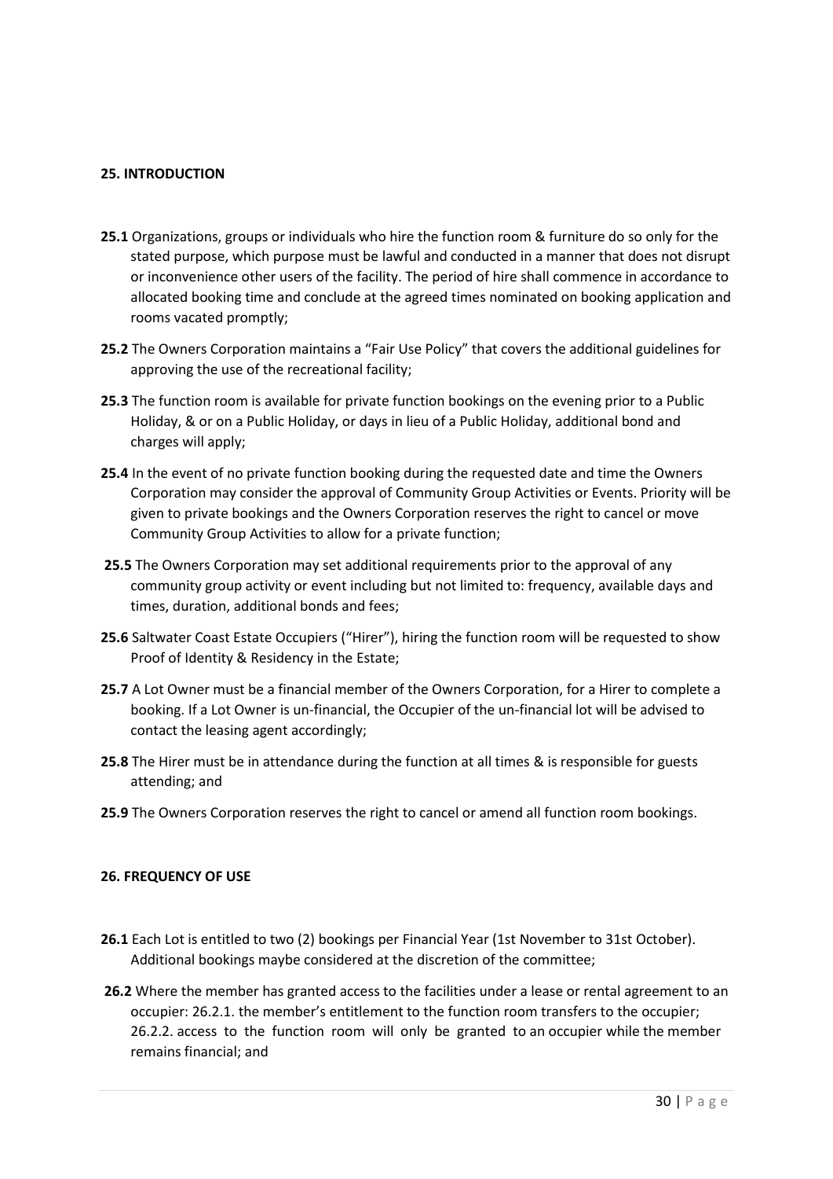## 25. INTRODUCTION

**25.1** Organizations, groups or individuals who hire the function room & furniture do so only for the stated purpose, which purpose must be lawful and conducted in a manner that does not disrupt or inconvenience other users of the facility. The period of hire shall commence in accordance to allocated booking time and conclude at the agreed times nominated on booking application and rooms vacated promptly;

**25.2** The Owners Corporation maintains a "Fair Use Policy" that covers the additional guidelines for approving the use of the recreational facility;

**25.3** The function room is available for private function bookings on the evening prior to a Public Holiday, & or on a Public Holiday, or days in lieu of a Public Holiday, additional bond and charges will apply;

**25.4** In the event of no private function booking during the requested date and time the Owners Corporation may consider the approval of Community Group Activities or Events. Priority will be given to private bookings and the Owners Corporation reserves the right to cancel or move Community Group Activities to allow for a private function;

**25.5** The Owners Corporation may set additional requirements prior to the approval of any community group activity or event including but not limited to: frequency, available days and times, duration, additional bonds and fees;

**25.6** Saltwater Coast Estate Occupiers ("Hirer"), hiring the function room will be requested to show Proof of Identity & Residency in the Estate;

**25.7** A Lot Owner must be a financial member of the Owners Corporation, for a Hirer to complete a booking. If a Lot Owner is un-financial, the Occupier of the un-financial lot will be advised to contact the leasing agent accordingly;

**25.8** The Hirer must be in attendance during the function at all times & is responsible for guests attending; and

**25.9** The Owners Corporation reserves the right to cancel or amend all function room bookings.

## 26. FREQUENCY OF USE

**26.1** Each Lot is entitled to two (2) bookings per Financial Year (1st November to 31st October). Additional bookings maybe considered at the discretion of the committee;

**26.2** Where the member has granted access to the facilities under a lease or rental agreement to an occupier: 26.2.1. the member's entitlement to the function room transfers to the occupier; 26.2.2. access to the function room will only be granted to an occupier while the member remains financial; and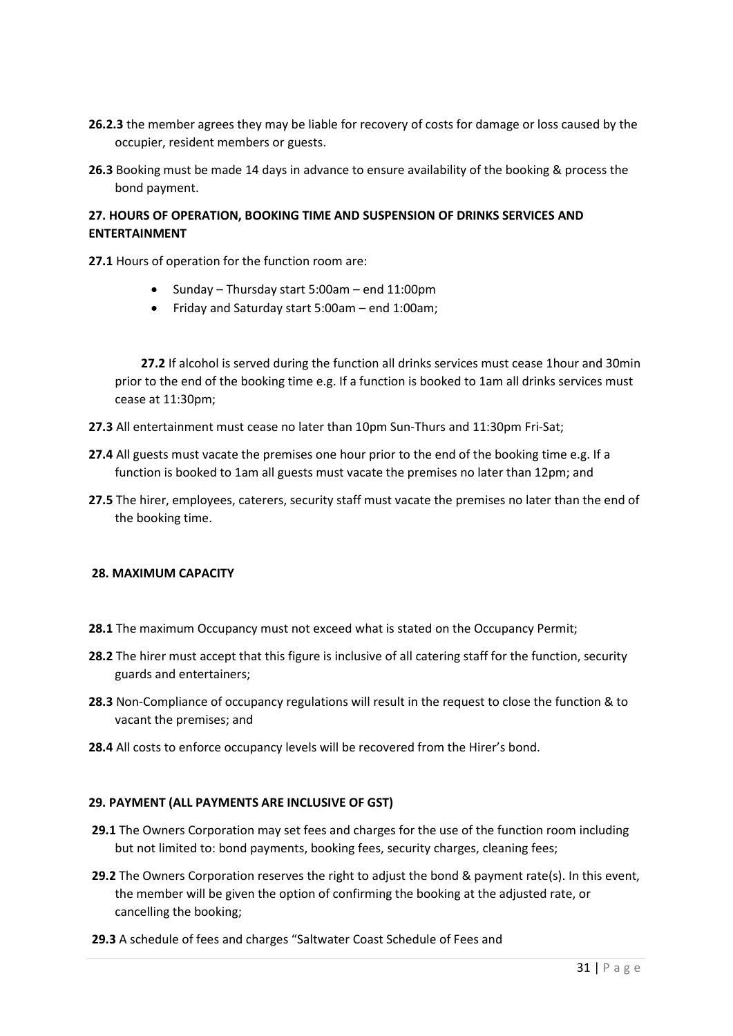**26.2.3** the member agrees they may be liable for recovery of costs for damage or loss caused by the occupier, resident members or guests.

**26.3** Booking must be made 14 days in advance to ensure availability of the booking & process the bond payment.

**27. HOURS OF OPERATION, BOOKING TIME AND SUSPENSION OF DRINKS SERVICES AND ENTERTAINMENT**

**27.1** Hours of operation for the function room are:

- Sunday – Thursday start 5:00am – end 11:00pm
- Friday and Saturday start 5:00am – end 1:00am;

**27.2** If alcohol is served during the function all drinks services must cease 1hour and 30min prior to the end of the booking time e.g. If a function is booked to 1am all drinks services must cease at 11:30pm;

**27.3** All entertainment must cease no later than 10pm Sun-Thurs and 11:30pm Fri-Sat;

**27.4** All guests must vacate the premises one hour prior to the end of the booking time e.g. If a function is booked to 1am all guests must vacate the premises no later than 12pm; and

**27.5** The hirer, employees, caterers, security staff must vacate the premises no later than the end of the booking time.

**28. MAXIMUM CAPACITY**

**28.1** The maximum Occupancy must not exceed what is stated on the Occupancy Permit;

**28.2** The hirer must accept that this figure is inclusive of all catering staff for the function, security guards and entertainers;

**28.3** Non-Compliance of occupancy regulations will result in the request to close the function & to vacant the premises; and

**28.4** All costs to enforce occupancy levels will be recovered from the Hirer's bond.

**29. PAYMENT (ALL PAYMENTS ARE INCLUSIVE OF GST)**

**29.1** The Owners Corporation may set fees and charges for the use of the function room including but not limited to: bond payments, booking fees, security charges, cleaning fees;

**29.2** The Owners Corporation reserves the right to adjust the bond & payment rate(s). In this event, the member will be given the option of confirming the booking at the adjusted rate, or cancelling the booking;

**29.3** A schedule of fees and charges "Saltwater Coast Schedule of Fees and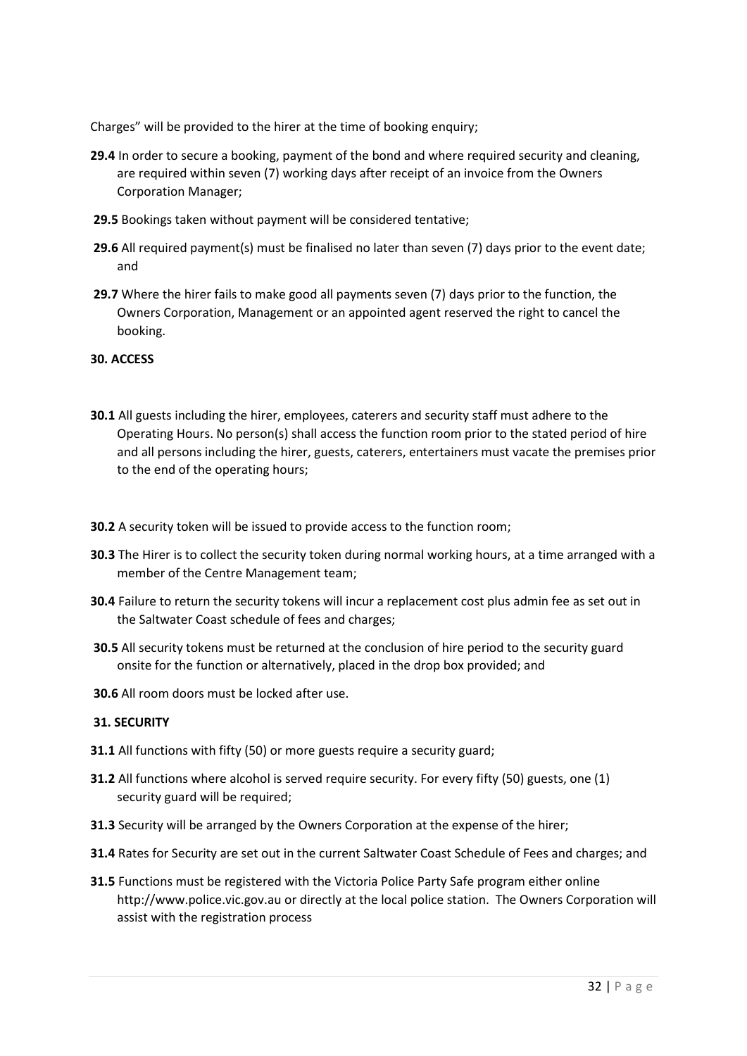Charges" will be provided to the hirer at the time of booking enquiry;

**29.4** In order to secure a booking, payment of the bond and where required security and cleaning, are required within seven (7) working days after receipt of an invoice from the Owners Corporation Manager;

**29.5** Bookings taken without payment will be considered tentative;

**29.6** All required payment(s) must be finalised no later than seven (7) days prior to the event date; and

**29.7** Where the hirer fails to make good all payments seven (7) days prior to the function, the Owners Corporation, Management or an appointed agent reserved the right to cancel the booking.

**30. ACCESS**

**30.1** All guests including the hirer, employees, caterers and security staff must adhere to the Operating Hours. No person(s) shall access the function room prior to the stated period of hire and all persons including the hirer, guests, caterers, entertainers must vacate the premises prior to the end of the operating hours;

**30.2** A security token will be issued to provide access to the function room;

**30.3** The Hirer is to collect the security token during normal working hours, at a time arranged with a member of the Centre Management team;

**30.4** Failure to return the security tokens will incur a replacement cost plus admin fee as set out in the Saltwater Coast schedule of fees and charges;

**30.5** All security tokens must be returned at the conclusion of hire period to the security guard onsite for the function or alternatively, placed in the drop box provided; and

**30.6** All room doors must be locked after use.

**31. SECURITY**

**31.1** All functions with fifty (50) or more guests require a security guard;

**31.2** All functions where alcohol is served require security. For every fifty (50) guests, one (1) security guard will be required;

**31.3** Security will be arranged by the Owners Corporation at the expense of the hirer;

**31.4** Rates for Security are set out in the current Saltwater Coast Schedule of Fees and charges; and

**31.5** Functions must be registered with the Victoria Police Party Safe program either online http://www.police.vic.gov.au or directly at the local police station. The Owners Corporation will assist with the registration process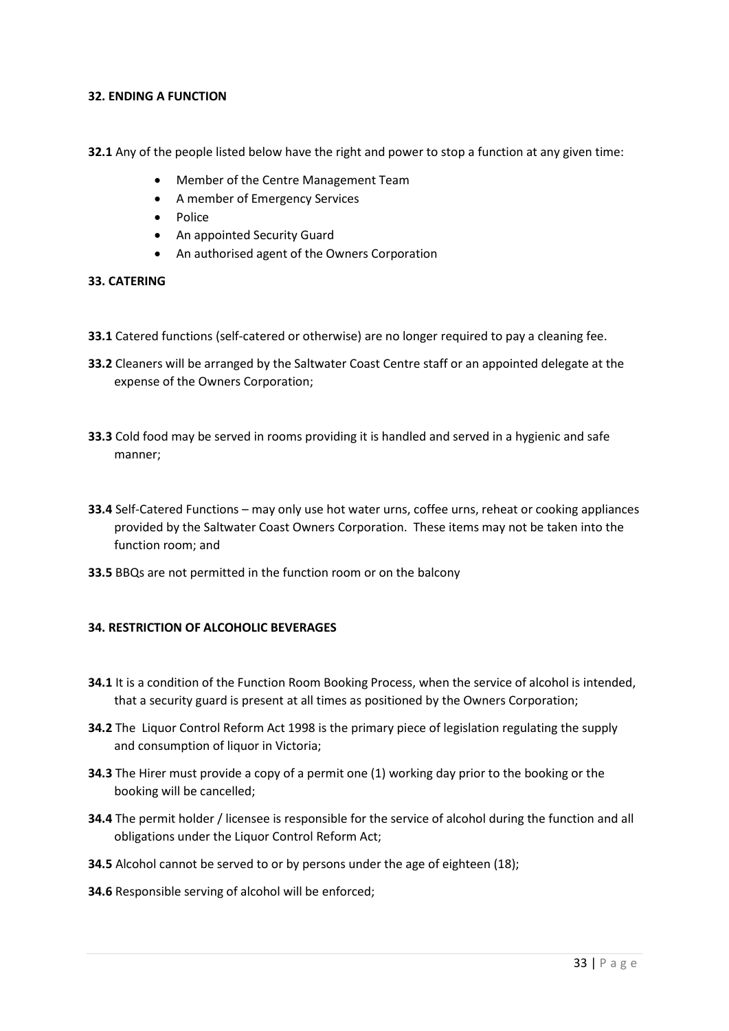### 32. ENDING A FUNCTION

**32.1** Any of the people listed below have the right and power to stop a function at any given time:

- Member of the Centre Management Team
- A member of Emergency Services
- Police
- An appointed Security Guard
- An authorised agent of the Owners Corporation

### 33. CATERING

**33.1** Catered functions (self-catered or otherwise) are no longer required to pay a cleaning fee.

**33.2** Cleaners will be arranged by the Saltwater Coast Centre staff or an appointed delegate at the expense of the Owners Corporation;

**33.3** Cold food may be served in rooms providing it is handled and served in a hygienic and safe manner;

**33.4** Self-Catered Functions – may only use hot water urns, coffee urns, reheat or cooking appliances provided by the Saltwater Coast Owners Corporation. These items may not be taken into the function room; and

**33.5** BBQs are not permitted in the function room or on the balcony

### 34. RESTRICTION OF ALCOHOLIC BEVERAGES

**34.1** It is a condition of the Function Room Booking Process, when the service of alcohol is intended, that a security guard is present at all times as positioned by the Owners Corporation;

**34.2** The Liquor Control Reform Act 1998 is the primary piece of legislation regulating the supply and consumption of liquor in Victoria;

**34.3** The Hirer must provide a copy of a permit one (1) working day prior to the booking or the booking will be cancelled;

**34.4** The permit holder / licensee is responsible for the service of alcohol during the function and all obligations under the Liquor Control Reform Act;

**34.5** Alcohol cannot be served to or by persons under the age of eighteen (18);

**34.6** Responsible serving of alcohol will be enforced;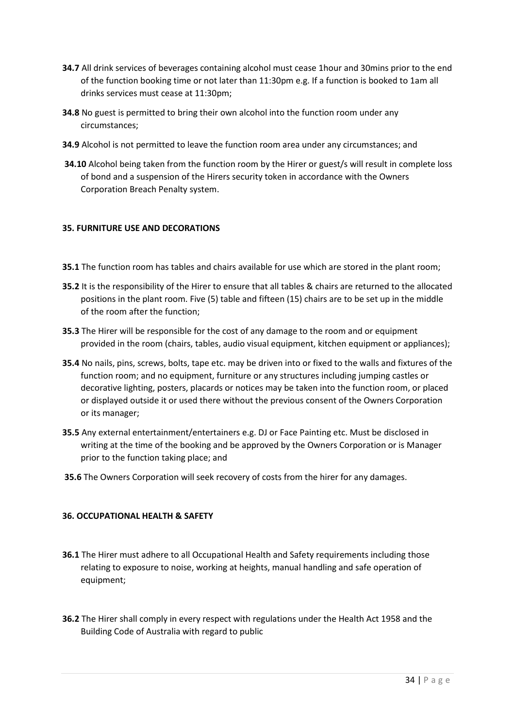**34.7** All drink services of beverages containing alcohol must cease 1hour and 30mins prior to the end of the function booking time or not later than 11:30pm e.g. If a function is booked to 1am all drinks services must cease at 11:30pm;

**34.8** No guest is permitted to bring their own alcohol into the function room under any circumstances;

**34.9** Alcohol is not permitted to leave the function room area under any circumstances; and

**34.10** Alcohol being taken from the function room by the Hirer or guest/s will result in complete loss of bond and a suspension of the Hirers security token in accordance with the Owners Corporation Breach Penalty system.

### 35. FURNITURE USE AND DECORATIONS

**35.1** The function room has tables and chairs available for use which are stored in the plant room;

**35.2** It is the responsibility of the Hirer to ensure that all tables & chairs are returned to the allocated positions in the plant room. Five (5) table and fifteen (15) chairs are to be set up in the middle of the room after the function;

**35.3** The Hirer will be responsible for the cost of any damage to the room and or equipment provided in the room (chairs, tables, audio visual equipment, kitchen equipment or appliances);

**35.4** No nails, pins, screws, bolts, tape etc. may be driven into or fixed to the walls and fixtures of the function room; and no equipment, furniture or any structures including jumping castles or decorative lighting, posters, placards or notices may be taken into the function room, or placed or displayed outside it or used there without the previous consent of the Owners Corporation or its manager;

**35.5** Any external entertainment/entertainers e.g. DJ or Face Painting etc. Must be disclosed in writing at the time of the booking and be approved by the Owners Corporation or is Manager prior to the function taking place; and

**35.6** The Owners Corporation will seek recovery of costs from the hirer for any damages.

### 36. OCCUPATIONAL HEALTH & SAFETY

**36.1** The Hirer must adhere to all Occupational Health and Safety requirements including those relating to exposure to noise, working at heights, manual handling and safe operation of equipment;

**36.2** The Hirer shall comply in every respect with regulations under the Health Act 1958 and the Building Code of Australia with regard to public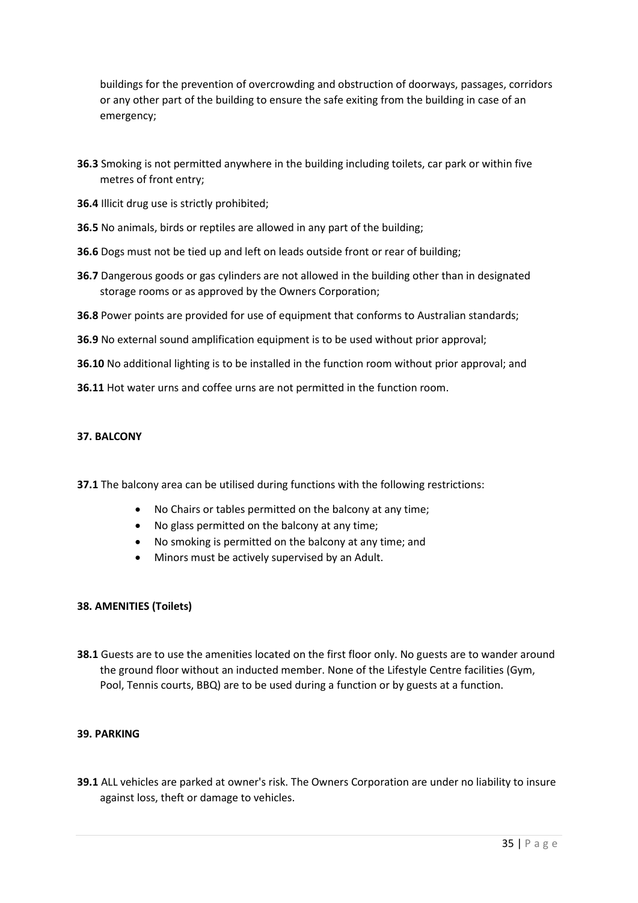buildings for the prevention of overcrowding and obstruction of doorways, passages, corridors or any other part of the building to ensure the safe exiting from the building in case of an emergency;

**36.3** Smoking is not permitted anywhere in the building including toilets, car park or within five metres of front entry;

**36.4** Illicit drug use is strictly prohibited;

**36.5** No animals, birds or reptiles are allowed in any part of the building;

**36.6** Dogs must not be tied up and left on leads outside front or rear of building;

**36.7** Dangerous goods or gas cylinders are not allowed in the building other than in designated storage rooms or as approved by the Owners Corporation;

**36.8** Power points are provided for use of equipment that conforms to Australian standards;

**36.9** No external sound amplification equipment is to be used without prior approval;

**36.10** No additional lighting is to be installed in the function room without prior approval; and

**36.11** Hot water urns and coffee urns are not permitted in the function room.

**37. BALCONY**

**37.1** The balcony area can be utilised during functions with the following restrictions:

- No Chairs or tables permitted on the balcony at any time;
- No glass permitted on the balcony at any time;
- No smoking is permitted on the balcony at any time; and
- Minors must be actively supervised by an Adult.

**38. AMENITIES (Toilets)**

**38.1** Guests are to use the amenities located on the first floor only. No guests are to wander around the ground floor without an inducted member. None of the Lifestyle Centre facilities (Gym, Pool, Tennis courts, BBQ) are to be used during a function or by guests at a function.

**39. PARKING**

**39.1** ALL vehicles are parked at owner's risk. The Owners Corporation are under no liability to insure against loss, theft or damage to vehicles.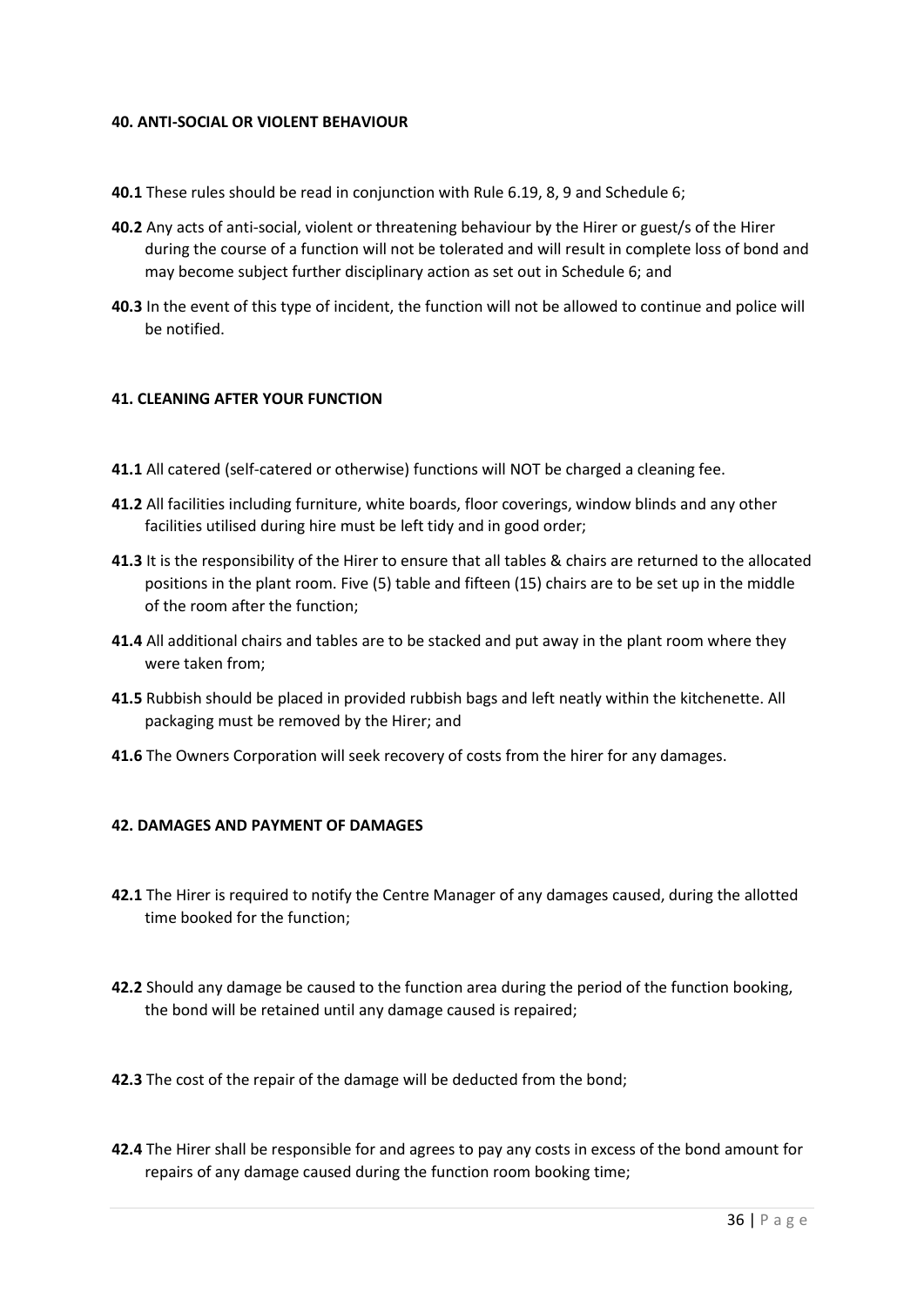### 40. ANTI-SOCIAL OR VIOLENT BEHAVIOUR

**40.1** These rules should be read in conjunction with Rule 6.19, 8, 9 and Schedule 6;

**40.2** Any acts of anti-social, violent or threatening behaviour by the Hirer or guest/s of the Hirer during the course of a function will not be tolerated and will result in complete loss of bond and may become subject further disciplinary action as set out in Schedule 6; and

**40.3** In the event of this type of incident, the function will not be allowed to continue and police will be notified.

### 41. CLEANING AFTER YOUR FUNCTION

**41.1** All catered (self-catered or otherwise) functions will NOT be charged a cleaning fee.

**41.2** All facilities including furniture, white boards, floor coverings, window blinds and any other facilities utilised during hire must be left tidy and in good order;

**41.3** It is the responsibility of the Hirer to ensure that all tables & chairs are returned to the allocated positions in the plant room. Five (5) table and fifteen (15) chairs are to be set up in the middle of the room after the function;

**41.4** All additional chairs and tables are to be stacked and put away in the plant room where they were taken from;

**41.5** Rubbish should be placed in provided rubbish bags and left neatly within the kitchenette. All packaging must be removed by the Hirer; and

**41.6** The Owners Corporation will seek recovery of costs from the hirer for any damages.

### 42. DAMAGES AND PAYMENT OF DAMAGES

**42.1** The Hirer is required to notify the Centre Manager of any damages caused, during the allotted time booked for the function;

**42.2** Should any damage be caused to the function area during the period of the function booking, the bond will be retained until any damage caused is repaired;

**42.3** The cost of the repair of the damage will be deducted from the bond;

**42.4** The Hirer shall be responsible for and agrees to pay any costs in excess of the bond amount for repairs of any damage caused during the function room booking time;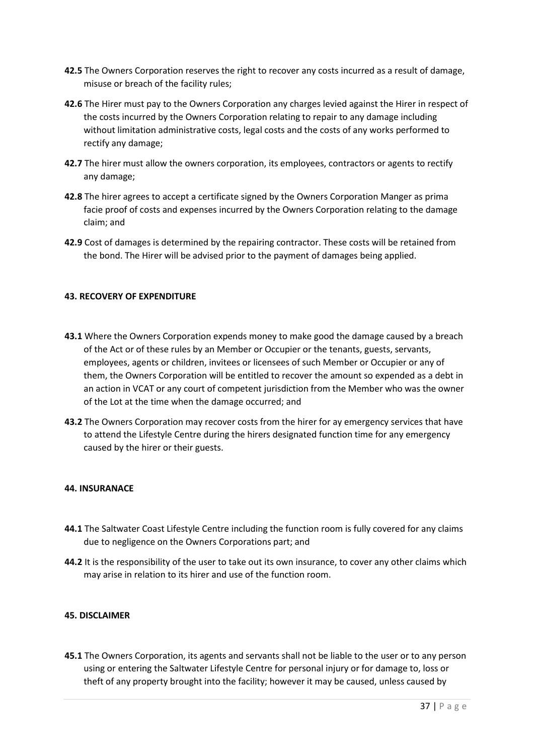**42.5** The Owners Corporation reserves the right to recover any costs incurred as a result of damage, misuse or breach of the facility rules;

**42.6** The Hirer must pay to the Owners Corporation any charges levied against the Hirer in respect of the costs incurred by the Owners Corporation relating to repair to any damage including without limitation administrative costs, legal costs and the costs of any works performed to rectify any damage;

**42.7** The hirer must allow the owners corporation, its employees, contractors or agents to rectify any damage;

**42.8** The hirer agrees to accept a certificate signed by the Owners Corporation Manger as prima facie proof of costs and expenses incurred by the Owners Corporation relating to the damage claim; and

**42.9** Cost of damages is determined by the repairing contractor. These costs will be retained from the bond. The Hirer will be advised prior to the payment of damages being applied.

#### 43. RECOVERY OF EXPENDITURE

**43.1** Where the Owners Corporation expends money to make good the damage caused by a breach of the Act or of these rules by an Member or Occupier or the tenants, guests, servants, employees, agents or children, invitees or licensees of such Member or Occupier or any of them, the Owners Corporation will be entitled to recover the amount so expended as a debt in an action in VCAT or any court of competent jurisdiction from the Member who was the owner of the Lot at the time when the damage occurred; and

**43.2** The Owners Corporation may recover costs from the hirer for ay emergency services that have to attend the Lifestyle Centre during the hirers designated function time for any emergency caused by the hirer or their guests.

#### 44. INSURANACE

**44.1** The Saltwater Coast Lifestyle Centre including the function room is fully covered for any claims due to negligence on the Owners Corporations part; and

**44.2** It is the responsibility of the user to take out its own insurance, to cover any other claims which may arise in relation to its hirer and use of the function room.

#### 45. DISCLAIMER

**45.1** The Owners Corporation, its agents and servants shall not be liable to the user or to any person using or entering the Saltwater Lifestyle Centre for personal injury or for damage to, loss or theft of any property brought into the facility; however it may be caused, unless caused by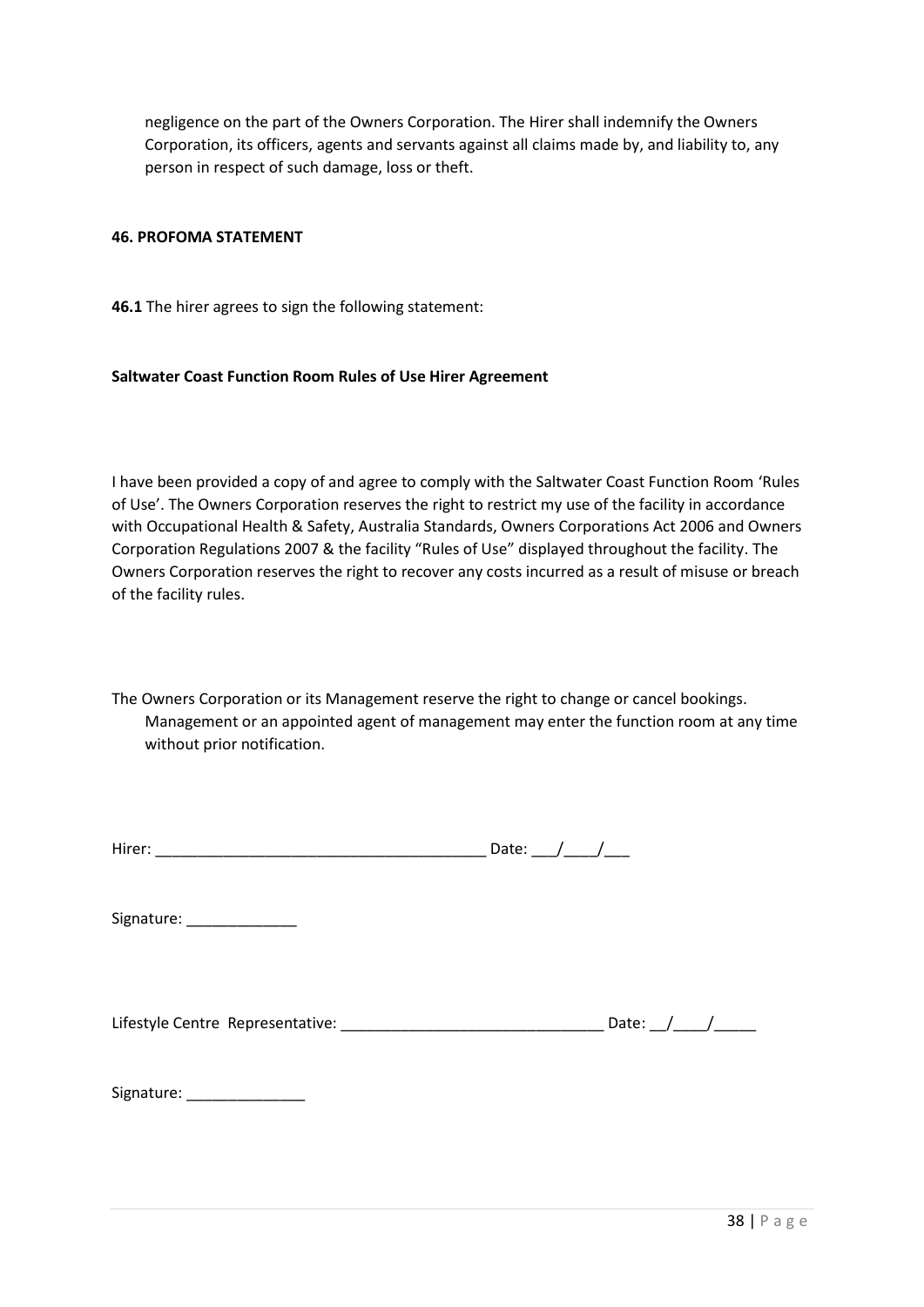negligence on the part of the Owners Corporation. The Hirer shall indemnify the Owners Corporation, its officers, agents and servants against all claims made by, and liability to, any person in respect of such damage, loss or theft.

**46. PROFOMA STATEMENT**

**46.1** The hirer agrees to sign the following statement:

**Saltwater Coast Function Room Rules of Use Hirer Agreement**

I have been provided a copy of and agree to comply with the Saltwater Coast Function Room 'Rules of Use'. The Owners Corporation reserves the right to restrict my use of the facility in accordance with Occupational Health & Safety, Australia Standards, Owners Corporations Act 2006 and Owners Corporation Regulations 2007 & the facility "Rules of Use" displayed throughout the facility. The Owners Corporation reserves the right to recover any costs incurred as a result of misuse or breach of the facility rules.

The Owners Corporation or its Management reserve the right to change or cancel bookings. Management or an appointed agent of management may enter the function room at any time without prior notification.

Hirer: _______________________________________ Date: ___/____/___

Signature: _____________

Lifestyle Centre Representative: ______________________________ Date: __/____/_____

Signature: ______________